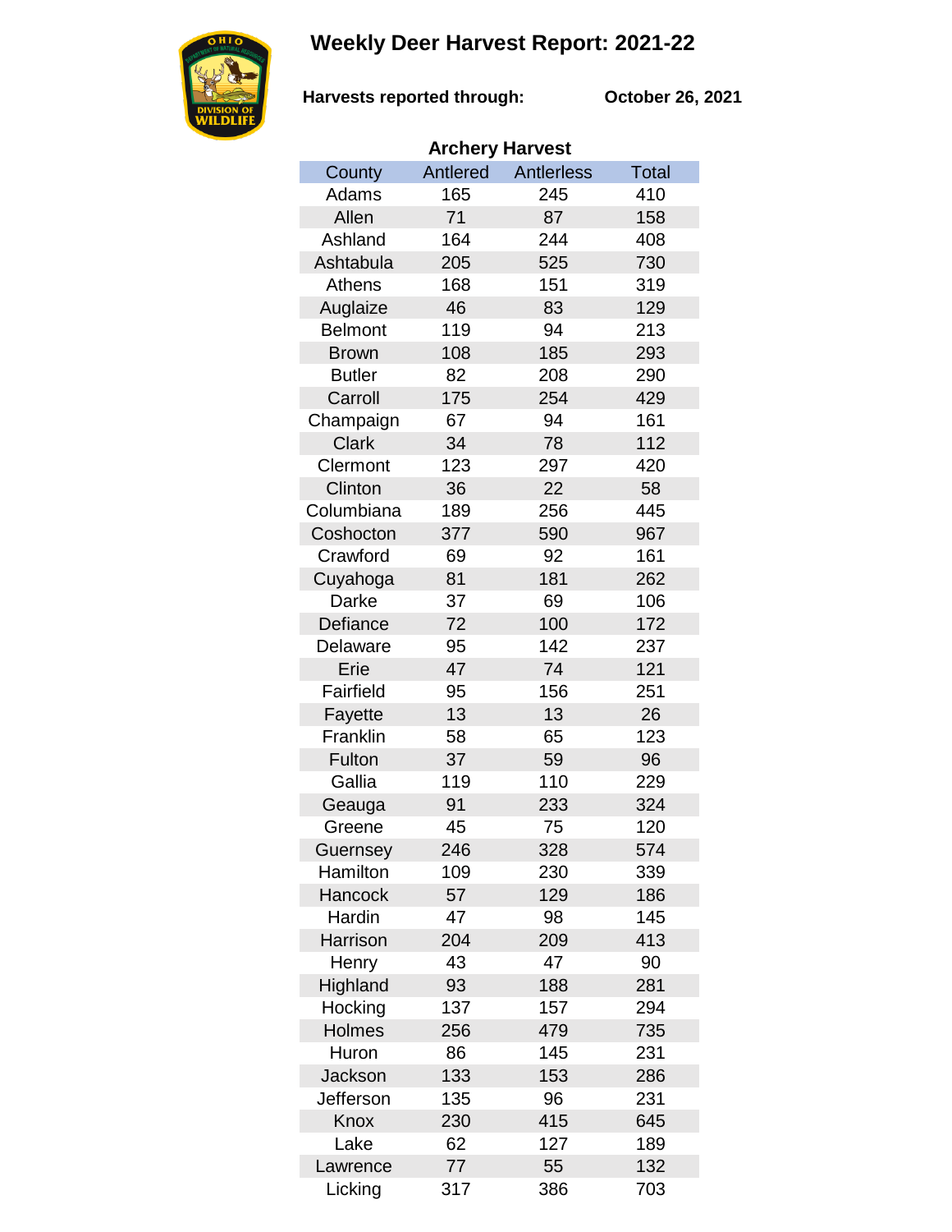# Weekly Deer Harvest Report: 2021-22

**Harvests reported through:** **October 26, 2021**

## Archery Harvest

| County | Antlered | Antlerless | Total |
|---|---|---|---|
| Adams | 165 | 245 | 410 |
| Allen | 71 | 87 | 158 |
| Ashland | 164 | 244 | 408 |
| Ashtabula | 205 | 525 | 730 |
| Athens | 168 | 151 | 319 |
| Auglaize | 46 | 83 | 129 |
| Belmont | 119 | 94 | 213 |
| Brown | 108 | 185 | 293 |
| Butler | 82 | 208 | 290 |
| Carroll | 175 | 254 | 429 |
| Champaign | 67 | 94 | 161 |
| Clark | 34 | 78 | 112 |
| Clermont | 123 | 297 | 420 |
| Clinton | 36 | 22 | 58 |
| Columbiana | 189 | 256 | 445 |
| Coshocton | 377 | 590 | 967 |
| Crawford | 69 | 92 | 161 |
| Cuyahoga | 81 | 181 | 262 |
| Darke | 37 | 69 | 106 |
| Defiance | 72 | 100 | 172 |
| Delaware | 95 | 142 | 237 |
| Erie | 47 | 74 | 121 |
| Fairfield | 95 | 156 | 251 |
| Fayette | 13 | 13 | 26 |
| Franklin | 58 | 65 | 123 |
| Fulton | 37 | 59 | 96 |
| Gallia | 119 | 110 | 229 |
| Geauga | 91 | 233 | 324 |
| Greene | 45 | 75 | 120 |
| Guernsey | 246 | 328 | 574 |
| Hamilton | 109 | 230 | 339 |
| Hancock | 57 | 129 | 186 |
| Hardin | 47 | 98 | 145 |
| Harrison | 204 | 209 | 413 |
| Henry | 43 | 47 | 90 |
| Highland | 93 | 188 | 281 |
| Hocking | 137 | 157 | 294 |
| Holmes | 256 | 479 | 735 |
| Huron | 86 | 145 | 231 |
| Jackson | 133 | 153 | 286 |
| Jefferson | 135 | 96 | 231 |
| Knox | 230 | 415 | 645 |
| Lake | 62 | 127 | 189 |
| Lawrence | 77 | 55 | 132 |
| Licking | 317 | 386 | 703 |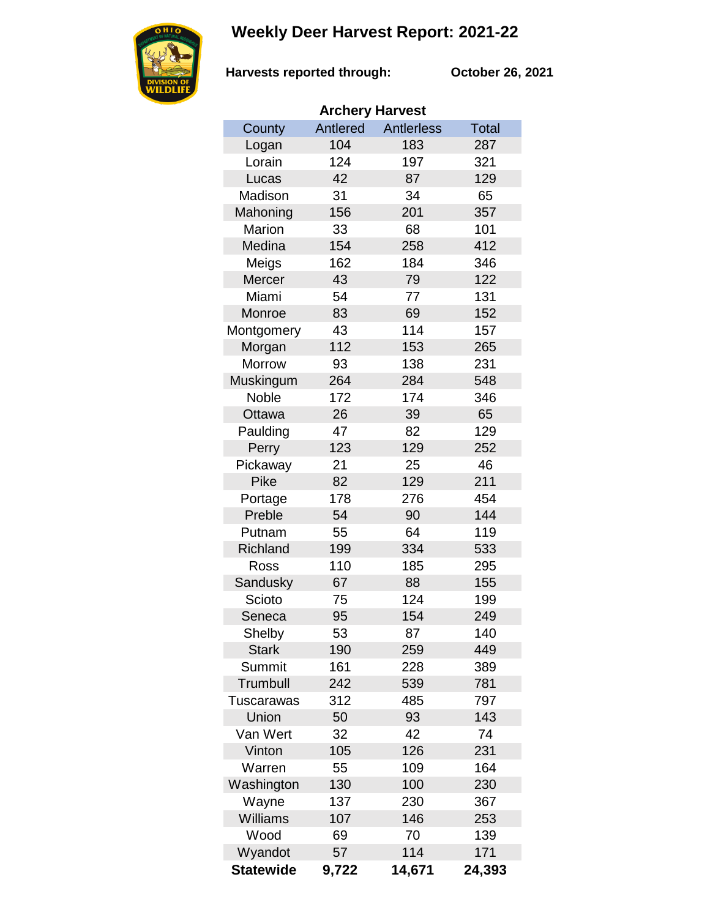# Weekly Deer Harvest Report: 2021-22

**Harvests reported through:** **October 26, 2021**

**Archery Harvest**

| County | Antlered | Antlerless | Total |
|---|---|---|---|
| Logan | 104 | 183 | 287 |
| Lorain | 124 | 197 | 321 |
| Lucas | 42 | 87 | 129 |
| Madison | 31 | 34 | 65 |
| Mahoning | 156 | 201 | 357 |
| Marion | 33 | 68 | 101 |
| Medina | 154 | 258 | 412 |
| Meigs | 162 | 184 | 346 |
| Mercer | 43 | 79 | 122 |
| Miami | 54 | 77 | 131 |
| Monroe | 83 | 69 | 152 |
| Montgomery | 43 | 114 | 157 |
| Morgan | 112 | 153 | 265 |
| Morrow | 93 | 138 | 231 |
| Muskingum | 264 | 284 | 548 |
| Noble | 172 | 174 | 346 |
| Ottawa | 26 | 39 | 65 |
| Paulding | 47 | 82 | 129 |
| Perry | 123 | 129 | 252 |
| Pickaway | 21 | 25 | 46 |
| Pike | 82 | 129 | 211 |
| Portage | 178 | 276 | 454 |
| Preble | 54 | 90 | 144 |
| Putnam | 55 | 64 | 119 |
| Richland | 199 | 334 | 533 |
| Ross | 110 | 185 | 295 |
| Sandusky | 67 | 88 | 155 |
| Scioto | 75 | 124 | 199 |
| Seneca | 95 | 154 | 249 |
| Shelby | 53 | 87 | 140 |
| Stark | 190 | 259 | 449 |
| Summit | 161 | 228 | 389 |
| Trumbull | 242 | 539 | 781 |
| Tuscarawas | 312 | 485 | 797 |
| Union | 50 | 93 | 143 |
| Van Wert | 32 | 42 | 74 |
| Vinton | 105 | 126 | 231 |
| Warren | 55 | 109 | 164 |
| Washington | 130 | 100 | 230 |
| Wayne | 137 | 230 | 367 |
| Williams | 107 | 146 | 253 |
| Wood | 69 | 70 | 139 |
| Wyandot | 57 | 114 | 171 |
| **Statewide** | **9,722** | **14,671** | **24,393** |